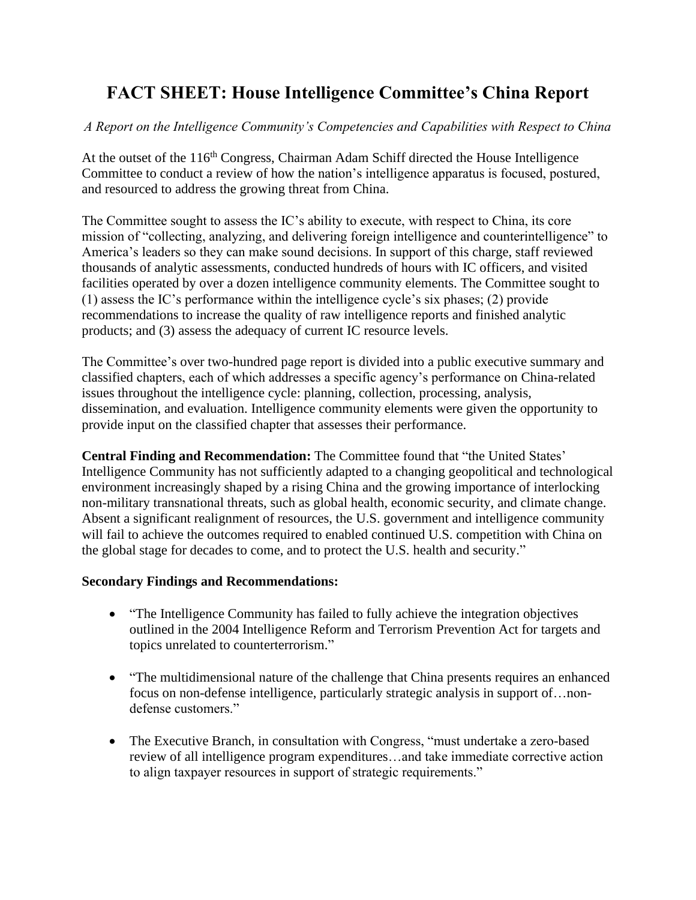# FACT SHEET: House Intelligence Committee's China Report

*A Report on the Intelligence Community's Competencies and Capabilities with Respect to China*

At the outset of the 116th Congress, Chairman Adam Schiff directed the House Intelligence Committee to conduct a review of how the nation's intelligence apparatus is focused, postured, and resourced to address the growing threat from China.

The Committee sought to assess the IC's ability to execute, with respect to China, its core mission of "collecting, analyzing, and delivering foreign intelligence and counterintelligence" to America's leaders so they can make sound decisions. In support of this charge, staff reviewed thousands of analytic assessments, conducted hundreds of hours with IC officers, and visited facilities operated by over a dozen intelligence community elements. The Committee sought to (1) assess the IC's performance within the intelligence cycle's six phases; (2) provide recommendations to increase the quality of raw intelligence reports and finished analytic products; and (3) assess the adequacy of current IC resource levels.

The Committee's over two-hundred page report is divided into a public executive summary and classified chapters, each of which addresses a specific agency's performance on China-related issues throughout the intelligence cycle: planning, collection, processing, analysis, dissemination, and evaluation. Intelligence community elements were given the opportunity to provide input on the classified chapter that assesses their performance.

**Central Finding and Recommendation:** The Committee found that "the United States' Intelligence Community has not sufficiently adapted to a changing geopolitical and technological environment increasingly shaped by a rising China and the growing importance of interlocking non-military transnational threats, such as global health, economic security, and climate change. Absent a significant realignment of resources, the U.S. government and intelligence community will fail to achieve the outcomes required to enabled continued U.S. competition with China on the global stage for decades to come, and to protect the U.S. health and security."

**Secondary Findings and Recommendations:**

- "The Intelligence Community has failed to fully achieve the integration objectives outlined in the 2004 Intelligence Reform and Terrorism Prevention Act for targets and topics unrelated to counterterrorism."

- "The multidimensional nature of the challenge that China presents requires an enhanced focus on non-defense intelligence, particularly strategic analysis in support of…non-defense customers."

- The Executive Branch, in consultation with Congress, "must undertake a zero-based review of all intelligence program expenditures…and take immediate corrective action to align taxpayer resources in support of strategic requirements."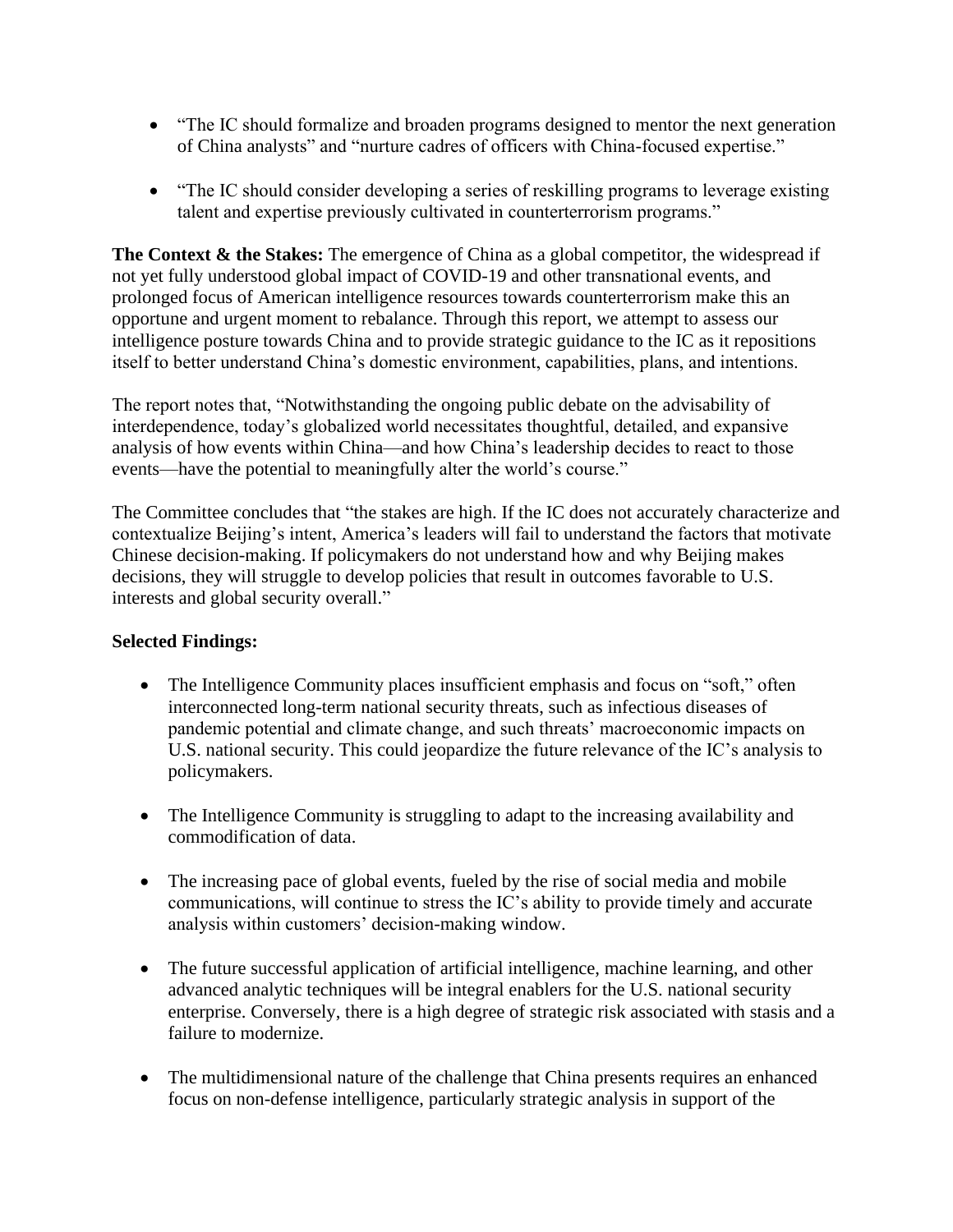- "The IC should formalize and broaden programs designed to mentor the next generation of China analysts" and "nurture cadres of officers with China-focused expertise."

- "The IC should consider developing a series of reskilling programs to leverage existing talent and expertise previously cultivated in counterterrorism programs."

**The Context & the Stakes:** The emergence of China as a global competitor, the widespread if not yet fully understood global impact of COVID-19 and other transnational events, and prolonged focus of American intelligence resources towards counterterrorism make this an opportune and urgent moment to rebalance. Through this report, we attempt to assess our intelligence posture towards China and to provide strategic guidance to the IC as it repositions itself to better understand China's domestic environment, capabilities, plans, and intentions.

The report notes that, "Notwithstanding the ongoing public debate on the advisability of interdependence, today's globalized world necessitates thoughtful, detailed, and expansive analysis of how events within China—and how China's leadership decides to react to those events—have the potential to meaningfully alter the world's course."

The Committee concludes that "the stakes are high. If the IC does not accurately characterize and contextualize Beijing's intent, America's leaders will fail to understand the factors that motivate Chinese decision-making. If policymakers do not understand how and why Beijing makes decisions, they will struggle to develop policies that result in outcomes favorable to U.S. interests and global security overall."

**Selected Findings:**

- The Intelligence Community places insufficient emphasis and focus on "soft," often interconnected long-term national security threats, such as infectious diseases of pandemic potential and climate change, and such threats' macroeconomic impacts on U.S. national security. This could jeopardize the future relevance of the IC's analysis to policymakers.

- The Intelligence Community is struggling to adapt to the increasing availability and commodification of data.

- The increasing pace of global events, fueled by the rise of social media and mobile communications, will continue to stress the IC's ability to provide timely and accurate analysis within customers' decision-making window.

- The future successful application of artificial intelligence, machine learning, and other advanced analytic techniques will be integral enablers for the U.S. national security enterprise. Conversely, there is a high degree of strategic risk associated with stasis and a failure to modernize.

- The multidimensional nature of the challenge that China presents requires an enhanced focus on non-defense intelligence, particularly strategic analysis in support of the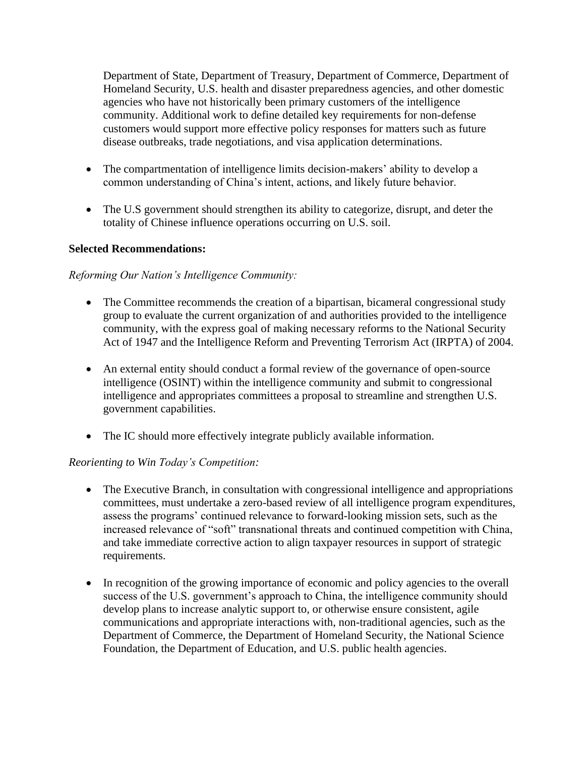Department of State, Department of Treasury, Department of Commerce, Department of Homeland Security, U.S. health and disaster preparedness agencies, and other domestic agencies who have not historically been primary customers of the intelligence community. Additional work to define detailed key requirements for non-defense customers would support more effective policy responses for matters such as future disease outbreaks, trade negotiations, and visa application determinations.

- The compartmentation of intelligence limits decision-makers' ability to develop a common understanding of China's intent, actions, and likely future behavior.
- The U.S government should strengthen its ability to categorize, disrupt, and deter the totality of Chinese influence operations occurring on U.S. soil.

**Selected Recommendations:**

*Reforming Our Nation's Intelligence Community:*

- The Committee recommends the creation of a bipartisan, bicameral congressional study group to evaluate the current organization of and authorities provided to the intelligence community, with the express goal of making necessary reforms to the National Security Act of 1947 and the Intelligence Reform and Preventing Terrorism Act (IRPTA) of 2004.
- An external entity should conduct a formal review of the governance of open-source intelligence (OSINT) within the intelligence community and submit to congressional intelligence and appropriates committees a proposal to streamline and strengthen U.S. government capabilities.
- The IC should more effectively integrate publicly available information.

*Reorienting to Win Today's Competition:*

- The Executive Branch, in consultation with congressional intelligence and appropriations committees, must undertake a zero-based review of all intelligence program expenditures, assess the programs' continued relevance to forward-looking mission sets, such as the increased relevance of "soft" transnational threats and continued competition with China, and take immediate corrective action to align taxpayer resources in support of strategic requirements.
- In recognition of the growing importance of economic and policy agencies to the overall success of the U.S. government's approach to China, the intelligence community should develop plans to increase analytic support to, or otherwise ensure consistent, agile communications and appropriate interactions with, non-traditional agencies, such as the Department of Commerce, the Department of Homeland Security, the National Science Foundation, the Department of Education, and U.S. public health agencies.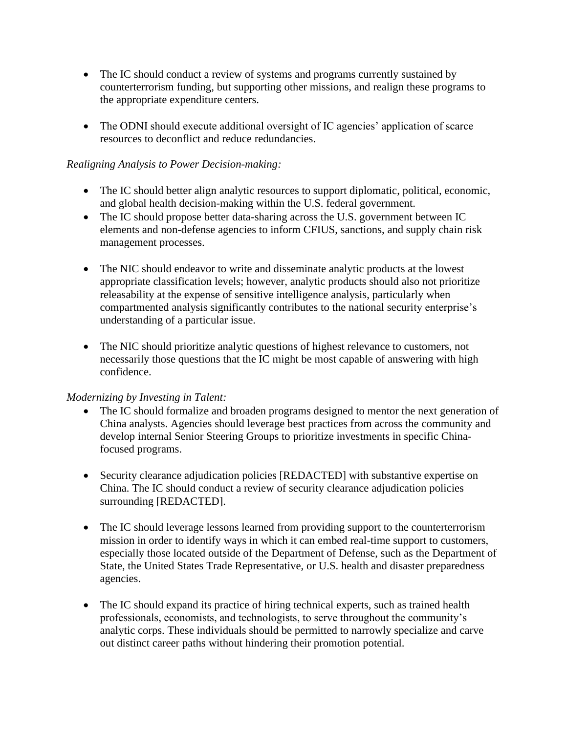- The IC should conduct a review of systems and programs currently sustained by counterterrorism funding, but supporting other missions, and realign these programs to the appropriate expenditure centers.

- The ODNI should execute additional oversight of IC agencies' application of scarce resources to deconflict and reduce redundancies.

*Realigning Analysis to Power Decision-making:*

- The IC should better align analytic resources to support diplomatic, political, economic, and global health decision-making within the U.S. federal government.
- The IC should propose better data-sharing across the U.S. government between IC elements and non-defense agencies to inform CFIUS, sanctions, and supply chain risk management processes.

- The NIC should endeavor to write and disseminate analytic products at the lowest appropriate classification levels; however, analytic products should also not prioritize releasability at the expense of sensitive intelligence analysis, particularly when compartmented analysis significantly contributes to the national security enterprise's understanding of a particular issue.

- The NIC should prioritize analytic questions of highest relevance to customers, not necessarily those questions that the IC might be most capable of answering with high confidence.

*Modernizing by Investing in Talent:*

- The IC should formalize and broaden programs designed to mentor the next generation of China analysts. Agencies should leverage best practices from across the community and develop internal Senior Steering Groups to prioritize investments in specific China-focused programs.

- Security clearance adjudication policies [REDACTED] with substantive expertise on China. The IC should conduct a review of security clearance adjudication policies surrounding [REDACTED].

- The IC should leverage lessons learned from providing support to the counterterrorism mission in order to identify ways in which it can embed real-time support to customers, especially those located outside of the Department of Defense, such as the Department of State, the United States Trade Representative, or U.S. health and disaster preparedness agencies.

- The IC should expand its practice of hiring technical experts, such as trained health professionals, economists, and technologists, to serve throughout the community's analytic corps. These individuals should be permitted to narrowly specialize and carve out distinct career paths without hindering their promotion potential.